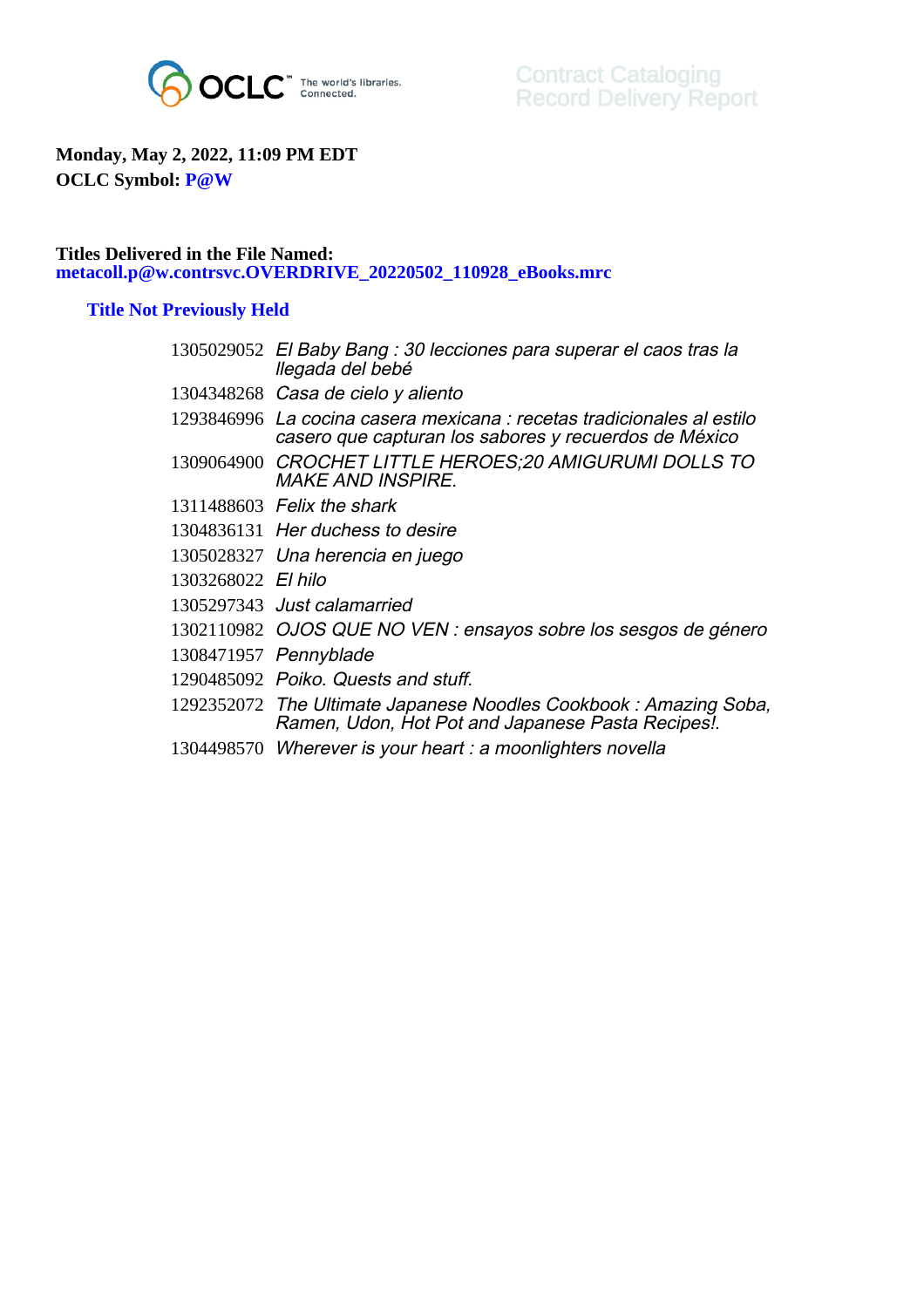OCLC The world's libraries. Connected.

Contract Cataloging
Record Delivery Report

**Monday, May 2, 2022, 11:09 PM EDT**
**OCLC Symbol: P@W**

**Titles Delivered in the File Named:**
**metacoll.p@w.contrsvc.OVERDRIVE_20220502_110928_eBooks.mrc**

### Title Not Previously Held

| | |
|---|---|
| 1305029052 | *El Baby Bang : 30 lecciones para superar el caos tras la llegada del bebé* |
| 1304348268 | *Casa de cielo y aliento* |
| 1293846996 | *La cocina casera mexicana : recetas tradicionales al estilo casero que capturan los sabores y recuerdos de México* |
| 1309064900 | *CROCHET LITTLE HEROES;20 AMIGURUMI DOLLS TO MAKE AND INSPIRE.* |
| 1311488603 | *Felix the shark* |
| 1304836131 | *Her duchess to desire* |
| 1305028327 | *Una herencia en juego* |
| 1303268022 | *El hilo* |
| 1305297343 | *Just calamarried* |
| 1302110982 | *OJOS QUE NO VEN : ensayos sobre los sesgos de género* |
| 1308471957 | *Pennyblade* |
| 1290485092 | *Poiko. Quests and stuff.* |
| 1292352072 | *The Ultimate Japanese Noodles Cookbook : Amazing Soba, Ramen, Udon, Hot Pot and Japanese Pasta Recipes!.* |
| 1304498570 | *Wherever is your heart : a moonlighters novella* |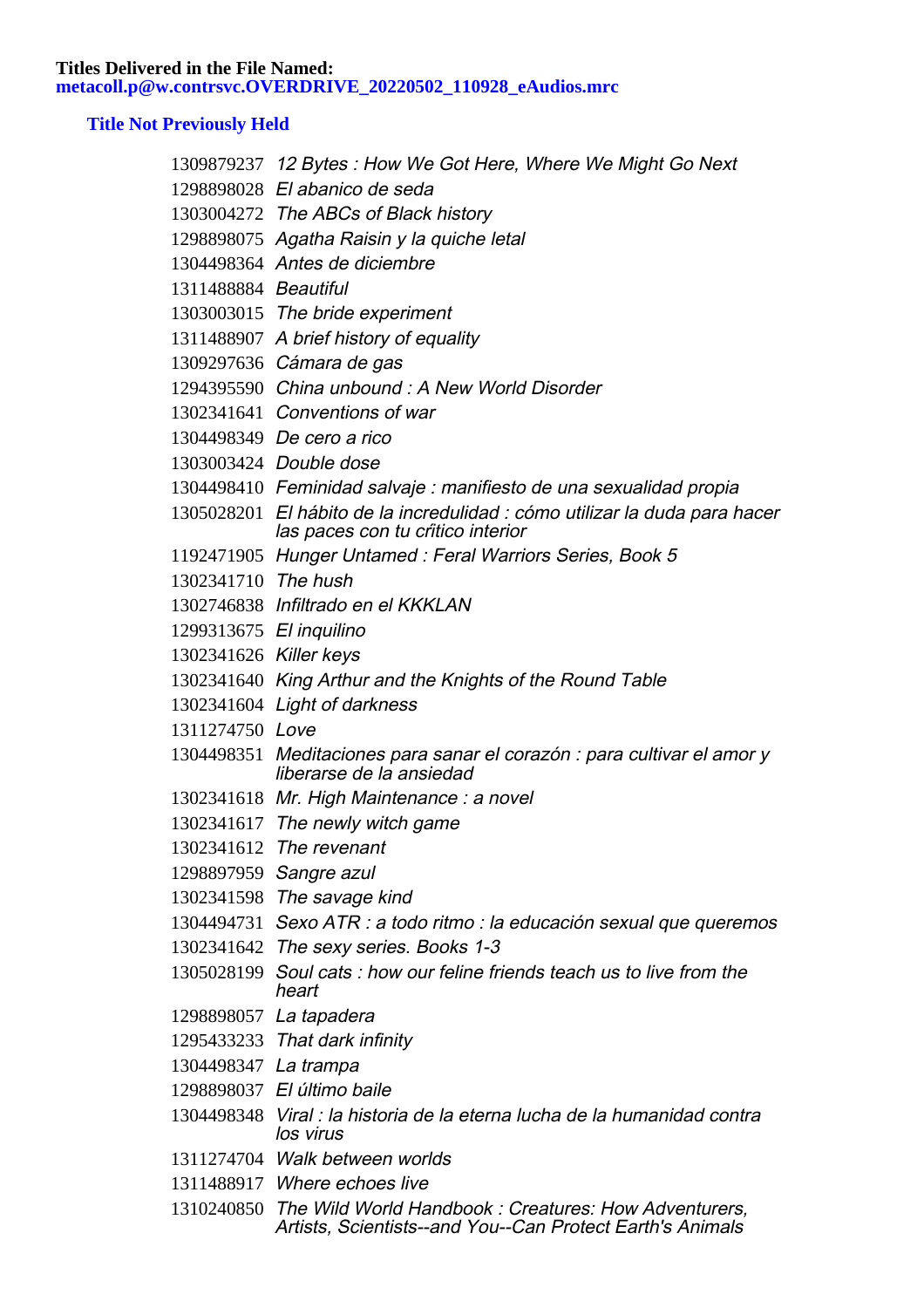**Titles Delivered in the File Named:**
**metacoll.p@w.contrsvc.OVERDRIVE_20220502_110928_eAudios.mrc**

## Title Not Previously Held

| | |
|---|---|
| 1309879237 | *12 Bytes : How We Got Here, Where We Might Go Next* |
| 1298898028 | *El abanico de seda* |
| 1303004272 | *The ABCs of Black history* |
| 1298898075 | *Agatha Raisin y la quiche letal* |
| 1304498364 | *Antes de diciembre* |
| 1311488884 | *Beautiful* |
| 1303003015 | *The bride experiment* |
| 1311488907 | *A brief history of equality* |
| 1309297636 | *Cámara de gas* |
| 1294395590 | *China unbound : A New World Disorder* |
| 1302341641 | *Conventions of war* |
| 1304498349 | *De cero a rico* |
| 1303003424 | *Double dose* |
| 1304498410 | *Feminidad salvaje : manifiesto de una sexualidad propia* |
| 1305028201 | *El hábito de la incredulidad : cómo utilizar la duda para hacer las paces con tu crítico interior* |
| 1192471905 | *Hunger Untamed : Feral Warriors Series, Book 5* |
| 1302341710 | *The hush* |
| 1302746838 | *Infiltrado en el KKKLAN* |
| 1299313675 | *El inquilino* |
| 1302341626 | *Killer keys* |
| 1302341640 | *King Arthur and the Knights of the Round Table* |
| 1302341604 | *Light of darkness* |
| 1311274750 | *Love* |
| 1304498351 | *Meditaciones para sanar el corazón : para cultivar el amor y liberarse de la ansiedad* |
| 1302341618 | *Mr. High Maintenance : a novel* |
| 1302341617 | *The newly witch game* |
| 1302341612 | *The revenant* |
| 1298897959 | *Sangre azul* |
| 1302341598 | *The savage kind* |
| 1304494731 | *Sexo ATR : a todo ritmo : la educación sexual que queremos* |
| 1302341642 | *The sexy series. Books 1-3* |
| 1305028199 | *Soul cats : how our feline friends teach us to live from the heart* |
| 1298898057 | *La tapadera* |
| 1295433233 | *That dark infinity* |
| 1304498347 | *La trampa* |
| 1298898037 | *El último baile* |
| 1304498348 | *Viral : la historia de la eterna lucha de la humanidad contra los virus* |
| 1311274704 | *Walk between worlds* |
| 1311488917 | *Where echoes live* |
| 1310240850 | *The Wild World Handbook : Creatures: How Adventurers, Artists, Scientists--and You--Can Protect Earth's Animals* |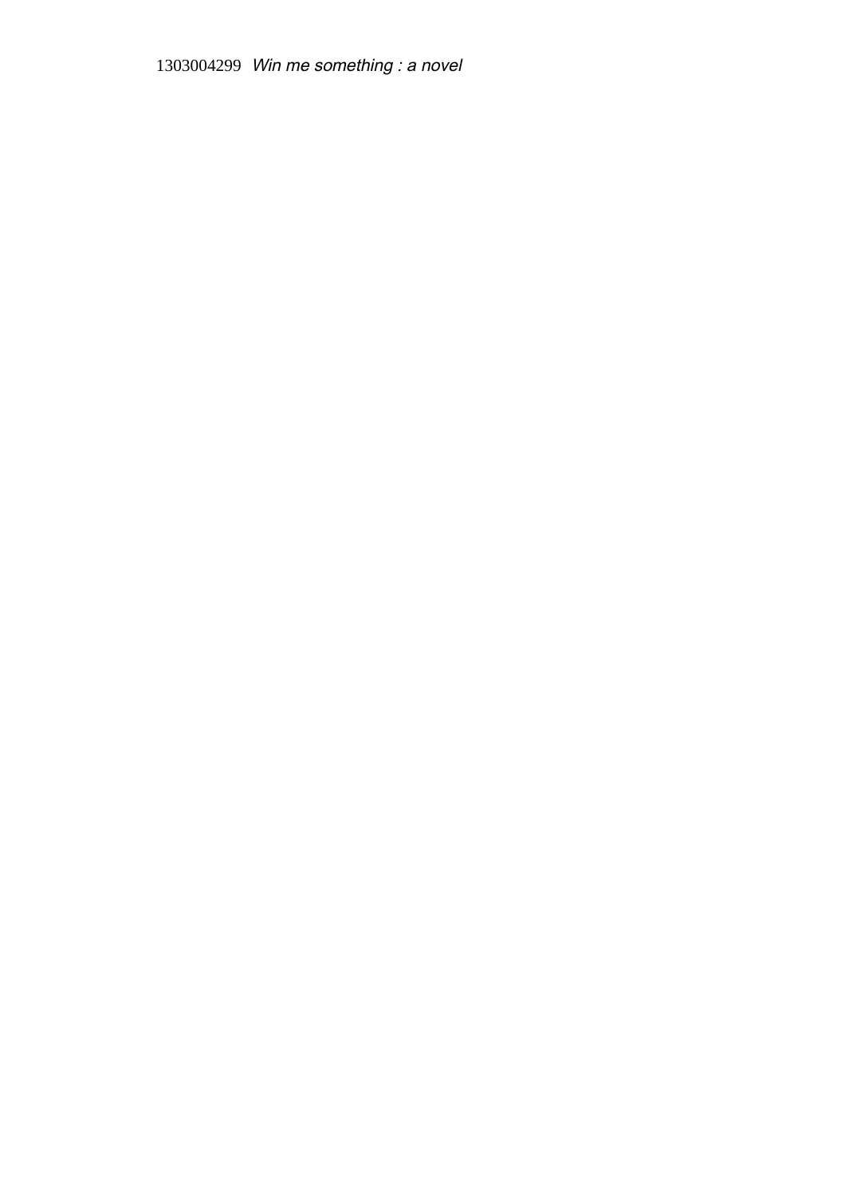1303004299 *Win me something : a novel*